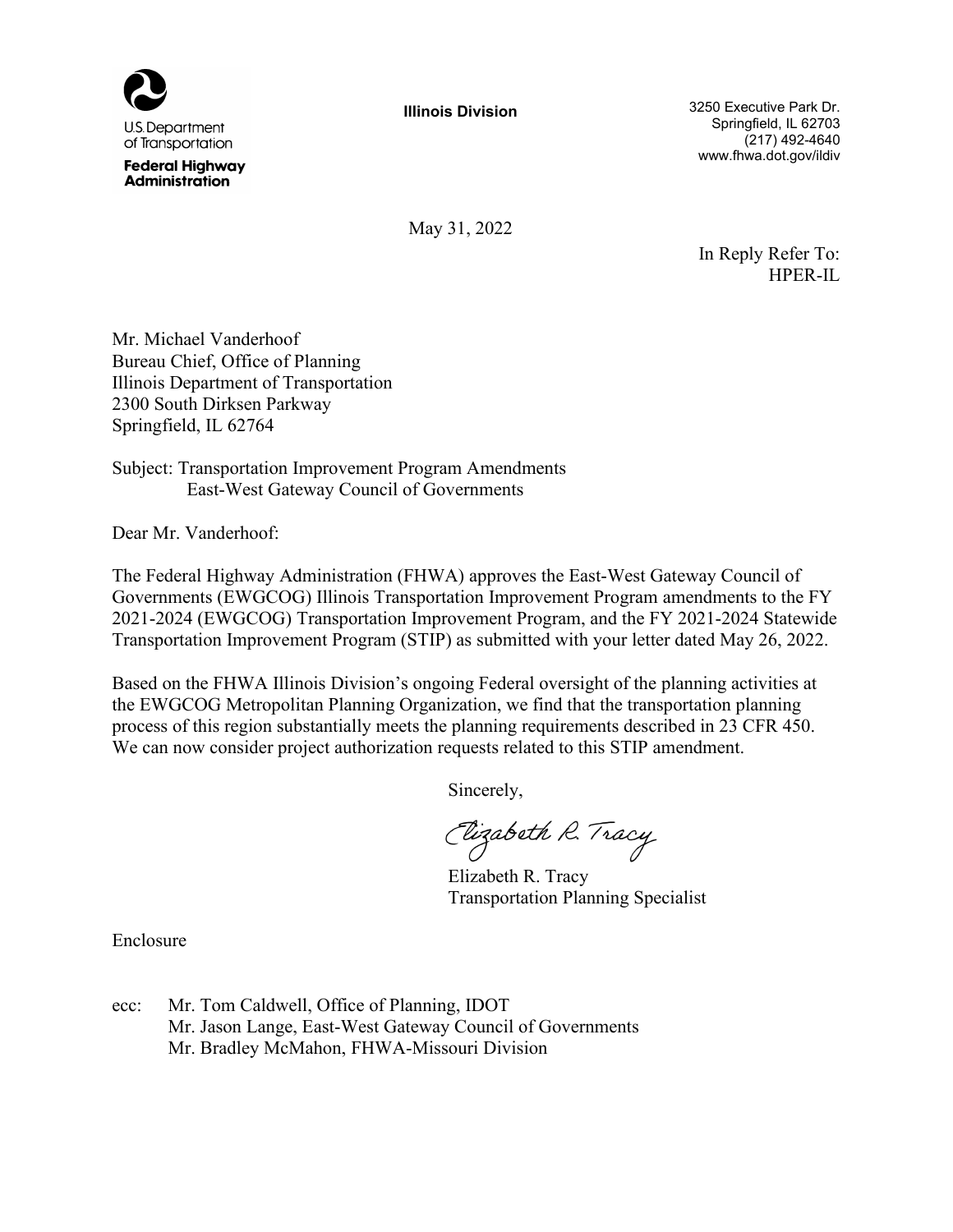U.S. Department of Transportation
**Federal Highway Administration**

**Illinois Division**

3250 Executive Park Dr.
Springfield, IL 62703
(217) 492-4640
www.fhwa.dot.gov/ildiv

May 31, 2022

In Reply Refer To:
HPER-IL

Mr. Michael Vanderhoof
Bureau Chief, Office of Planning
Illinois Department of Transportation
2300 South Dirksen Parkway
Springfield, IL 62764

Subject: Transportation Improvement Program Amendments
East-West Gateway Council of Governments

Dear Mr. Vanderhoof:

The Federal Highway Administration (FHWA) approves the East-West Gateway Council of Governments (EWGCOG) Illinois Transportation Improvement Program amendments to the FY 2021-2024 (EWGCOG) Transportation Improvement Program, and the FY 2021-2024 Statewide Transportation Improvement Program (STIP) as submitted with your letter dated May 26, 2022.

Based on the FHWA Illinois Division's ongoing Federal oversight of the planning activities at the EWGCOG Metropolitan Planning Organization, we find that the transportation planning process of this region substantially meets the planning requirements described in 23 CFR 450. We can now consider project authorization requests related to this STIP amendment.

Sincerely,

Elizabeth R. Tracy

Elizabeth R. Tracy
Transportation Planning Specialist

Enclosure

ecc: Mr. Tom Caldwell, Office of Planning, IDOT
Mr. Jason Lange, East-West Gateway Council of Governments
Mr. Bradley McMahon, FHWA-Missouri Division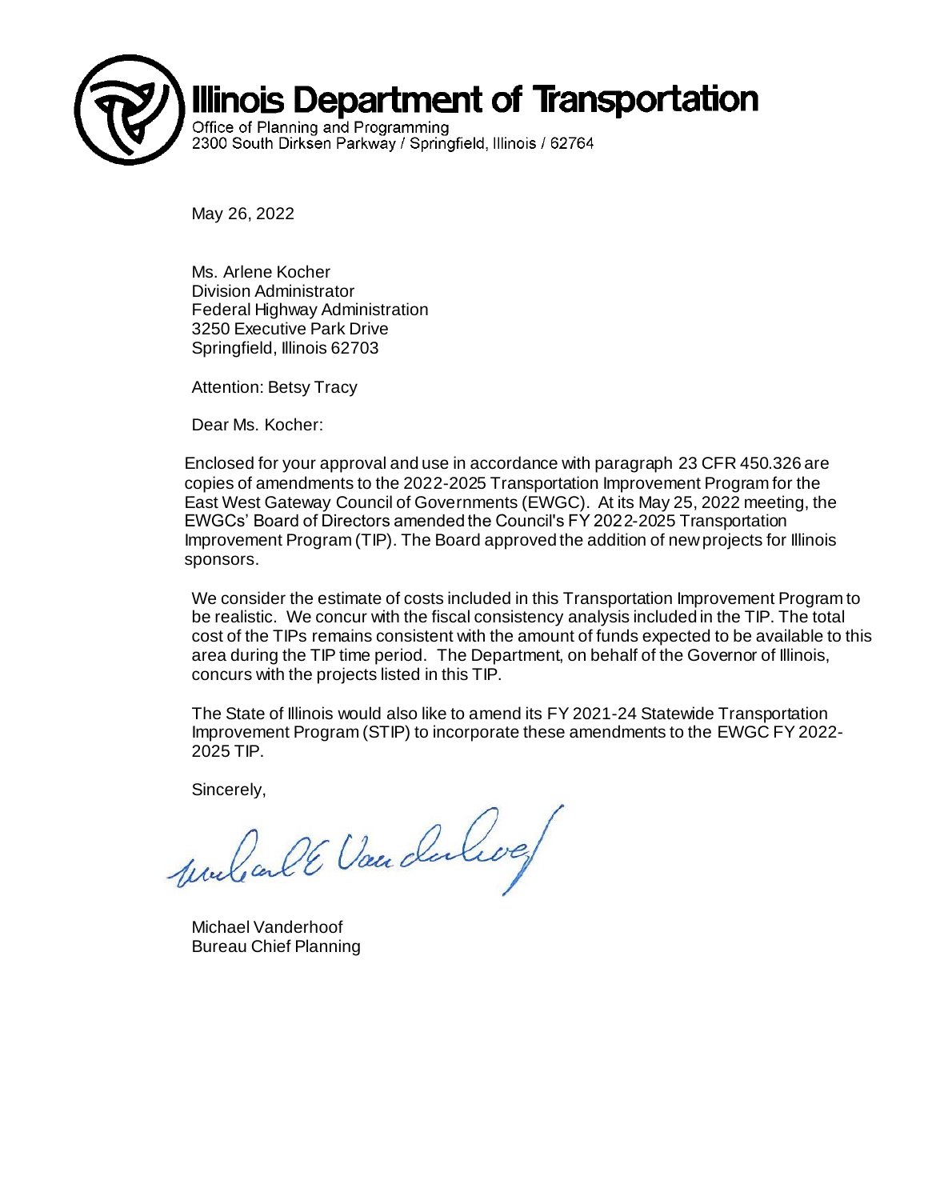# Illinois Department of Transportation

Office of Planning and Programming
2300 South Dirksen Parkway / Springfield, Illinois / 62764

May 26, 2022

Ms. Arlene Kocher
Division Administrator
Federal Highway Administration
3250 Executive Park Drive
Springfield, Illinois 62703

Attention: Betsy Tracy

Dear Ms. Kocher:

Enclosed for your approval and use in accordance with paragraph 23 CFR 450.326 are copies of amendments to the 2022-2025 Transportation Improvement Program for the East West Gateway Council of Governments (EWGC). At its May 25, 2022 meeting, the EWGCs' Board of Directors amended the Council's FY 2022-2025 Transportation Improvement Program (TIP). The Board approved the addition of new projects for Illinois sponsors.

We consider the estimate of costs included in this Transportation Improvement Program to be realistic. We concur with the fiscal consistency analysis included in the TIP. The total cost of the TIPs remains consistent with the amount of funds expected to be available to this area during the TIP time period. The Department, on behalf of the Governor of Illinois, concurs with the projects listed in this TIP.

The State of Illinois would also like to amend its FY 2021-24 Statewide Transportation Improvement Program (STIP) to incorporate these amendments to the EWGC FY 2022-2025 TIP.

Sincerely,

Michael Vanderhoof
Bureau Chief Planning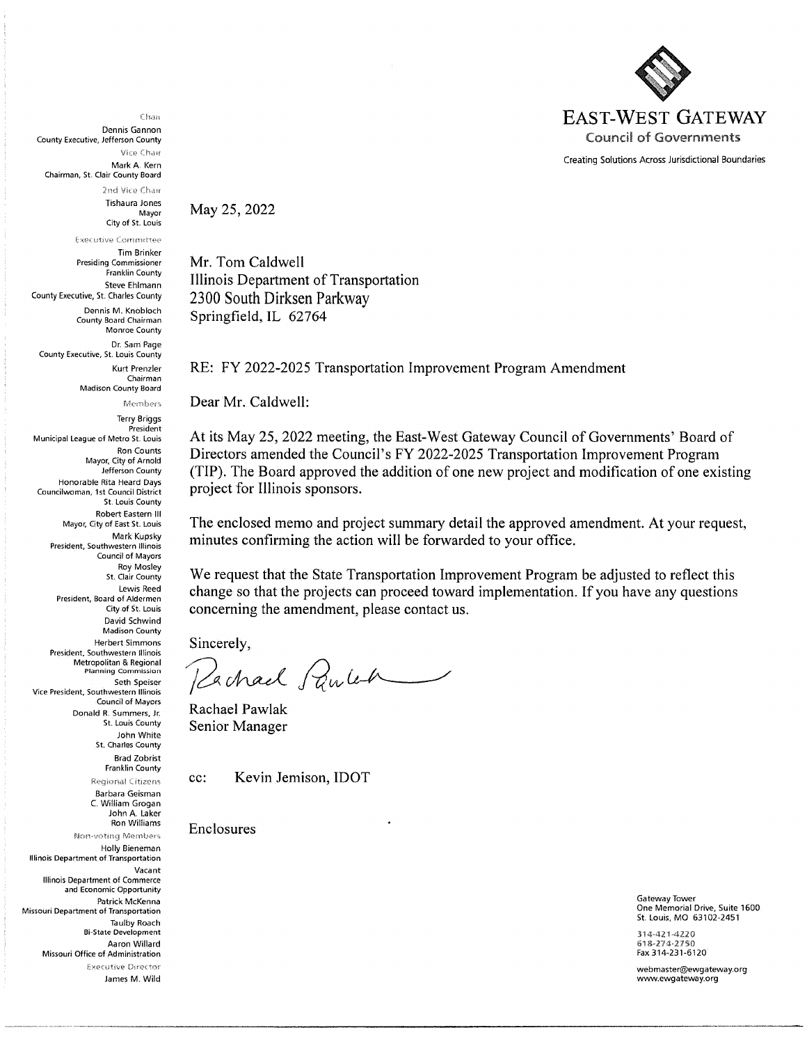# EAST-WEST GATEWAY

Council of Governments

Creating Solutions Across Jurisdictional Boundaries

Chair
Dennis Gannon
County Executive, Jefferson County

Vice Chair
Mark A. Kern
Chairman, St. Clair County Board

2nd Vice Chair
Tishaura Jones
Mayor
City of St. Louis

Executive Committee
Tim Brinker
Presiding Commissioner
Franklin County
Steve Ehlmann
County Executive, St. Charles County
Dennis M. Knobloch
County Board Chairman
Monroe County
Dr. Sam Page
County Executive, St. Louis County
Kurt Prenzler
Chairman
Madison County Board

Members
Terry Briggs
President
Municipal League of Metro St. Louis
Ron Counts
Mayor, City of Arnold
Jefferson County
Honorable Rita Heard Days
Councilwoman, 1st Council District
St. Louis County
Robert Eastern III
Mayor, City of East St. Louis
Mark Kupsky
President, Southwestern Illinois
Council of Mayors
Roy Mosley
St. Clair County
Lewis Reed
President, Board of Aldermen
City of St. Louis
David Schwind
Madison County
Herbert Simmons
President, Southwestern Illinois
Metropolitan & Regional
Planning Commission
Seth Speiser
Vice President, Southwestern Illinois
Council of Mayors
Donald R. Summers, Jr.
St. Louis County
John White
St. Charles County
Brad Zobrist
Franklin County

Regional Citizens
Barbara Geisman
C. William Grogan
John A. Laker
Ron Williams

Non-voting Members
Holly Bieneman
Illinois Department of Transportation
Vacant
Illinois Department of Commerce
and Economic Opportunity
Patrick McKenna
Missouri Department of Transportation
Taulby Roach
Bi-State Development
Aaron Willard
Missouri Office of Administration

Executive Director
James M. Wild

May 25, 2022

Mr. Tom Caldwell
Illinois Department of Transportation
2300 South Dirksen Parkway
Springfield, IL 62764

RE: FY 2022-2025 Transportation Improvement Program Amendment

Dear Mr. Caldwell:

At its May 25, 2022 meeting, the East-West Gateway Council of Governments' Board of Directors amended the Council's FY 2022-2025 Transportation Improvement Program (TIP). The Board approved the addition of one new project and modification of one existing project for Illinois sponsors.

The enclosed memo and project summary detail the approved amendment. At your request, minutes confirming the action will be forwarded to your office.

We request that the State Transportation Improvement Program be adjusted to reflect this change so that the projects can proceed toward implementation. If you have any questions concerning the amendment, please contact us.

Sincerely,

Rachael Pawlak
Senior Manager

cc: Kevin Jemison, IDOT

Enclosures

Gateway Tower
One Memorial Drive, Suite 1600
St. Louis, MO 63102-2451

314-421-4220
618-274-2750
Fax 314-231-6120

webmaster@ewgateway.org
www.ewgateway.org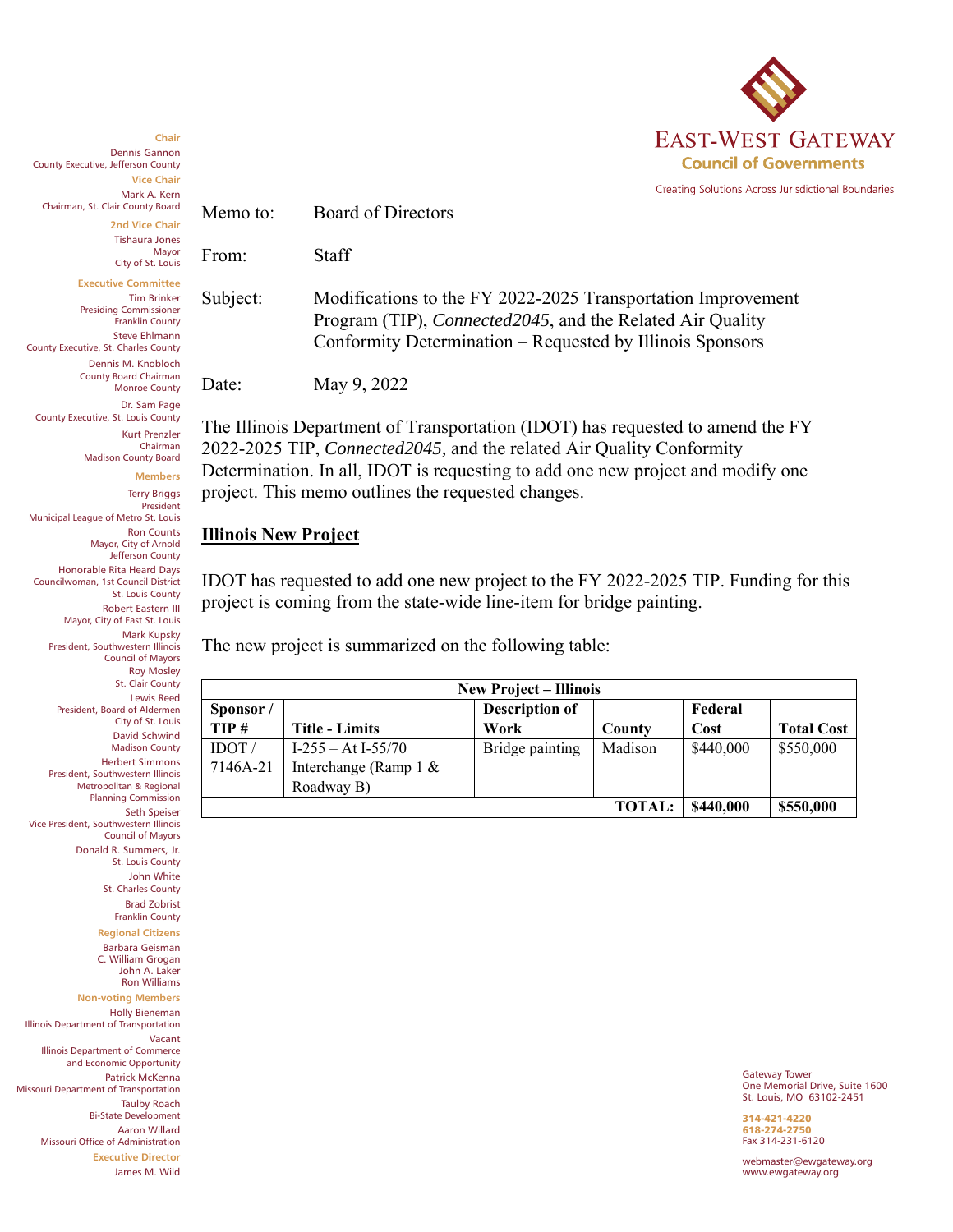Memo to: Board of Directors

From: Staff

Subject: Modifications to the FY 2022-2025 Transportation Improvement Program (TIP), *Connected2045*, and the Related Air Quality Conformity Determination – Requested by Illinois Sponsors

Date: May 9, 2022

The Illinois Department of Transportation (IDOT) has requested to amend the FY 2022-2025 TIP, *Connected2045,* and the related Air Quality Conformity Determination. In all, IDOT is requesting to add one new project and modify one project. This memo outlines the requested changes.

## Illinois New Project

IDOT has requested to add one new project to the FY 2022-2025 TIP. Funding for this project is coming from the state-wide line-item for bridge painting.

The new project is summarized on the following table:

| **New Project – Illinois** | | | | | |
|---|---|---|---|---|---|
| **Sponsor / TIP #** | **Title - Limits** | **Description of Work** | **County** | **Federal Cost** | **Total Cost** |
| IDOT / 7146A-21 | I-255 – At I-55/70 Interchange (Ramp 1 & Roadway B) | Bridge painting | Madison | $440,000 | $550,000 |
| | | | **TOTAL:** | **$440,000** | **$550,000** |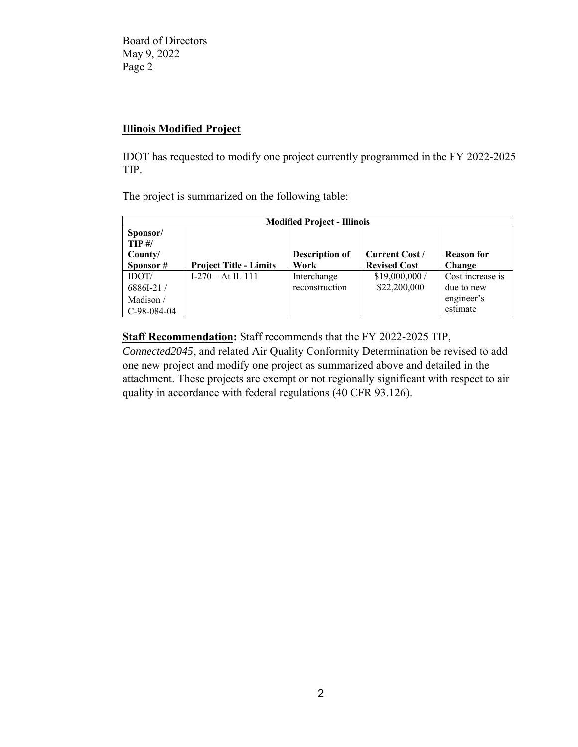## Illinois Modified Project

IDOT has requested to modify one project currently programmed in the FY 2022-2025 TIP.

The project is summarized on the following table:

| Modified Project - Illinois | | | | |
|---|---|---|---|---|
| **Sponsor/ TIP #/ County/ Sponsor #** | **Project Title - Limits** | **Description of Work** | **Current Cost / Revised Cost** | **Reason for Change** |
| IDOT/ 6886I-21 / Madison / C-98-084-04 | I-270 – At IL 111 | Interchange reconstruction | $19,000,000 / $22,200,000 | Cost increase is due to new engineer's estimate |

**Staff Recommendation:** Staff recommends that the FY 2022-2025 TIP, *Connected2045*, and related Air Quality Conformity Determination be revised to add one new project and modify one project as summarized above and detailed in the attachment. These projects are exempt or not regionally significant with respect to air quality in accordance with federal regulations (40 CFR 93.126).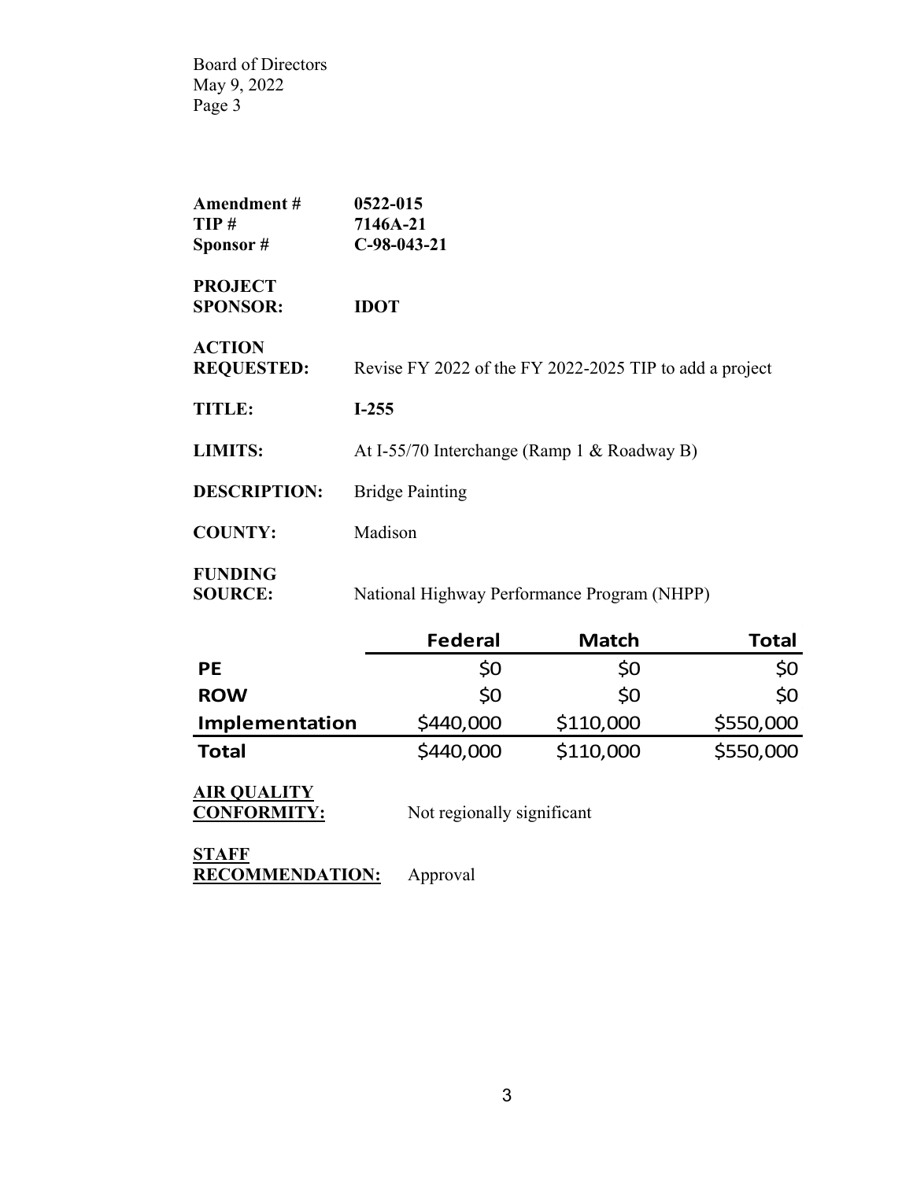Board of Directors
May 9, 2022

**Amendment #** **0522-015**
**TIP #** **7146A-21**
**Sponsor #** **C-98-043-21**

**PROJECT SPONSOR:** **IDOT**

**ACTION REQUESTED:** Revise FY 2022 of the FY 2022-2025 TIP to add a project

**TITLE:** **I-255**

**LIMITS:** At I-55/70 Interchange (Ramp 1 & Roadway B)

**DESCRIPTION:** Bridge Painting

**COUNTY:** Madison

**FUNDING SOURCE:** National Highway Performance Program (NHPP)

| | Federal | Match | Total |
|---|---|---|---|
| **PE** | $0 | $0 | $0 |
| **ROW** | $0 | $0 | $0 |
| **Implementation** | $440,000 | $110,000 | $550,000 |
| **Total** | $440,000 | $110,000 | $550,000 |

**AIR QUALITY CONFORMITY:** Not regionally significant

**STAFF RECOMMENDATION:** Approval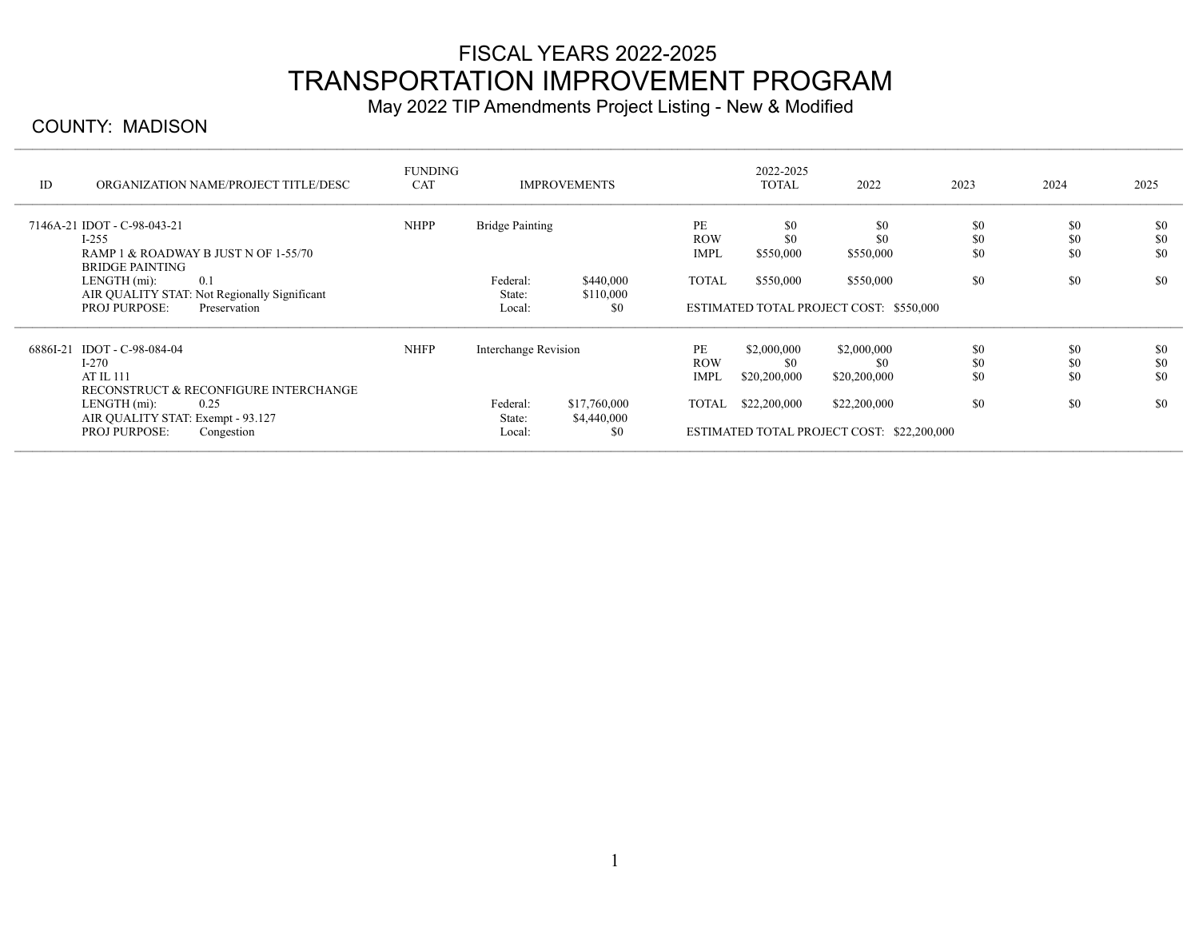# FISCAL YEARS 2022-2025
# TRANSPORTATION IMPROVEMENT PROGRAM
## May 2022 TIP Amendments Project Listing - New & Modified

COUNTY: MADISON

| ID | ORGANIZATION NAME/PROJECT TITLE/DESC | FUNDING CAT | IMPROVEMENTS | | | 2022-2025 TOTAL | 2022 | 2023 | 2024 | 2025 |
|---|---|---|---|---|---|---|---|---|---|---|
| 7146A-21 | IDOT - C-98-043-21 | NHPP | Bridge Painting | | PE | $0 | $0 | $0 | $0 | $0 |
| | I-255 | | | | ROW | $0 | $0 | $0 | $0 | $0 |
| | RAMP 1 & ROADWAY B JUST N OF 1-55/70 | | | | IMPL | $550,000 | $550,000 | $0 | $0 | $0 |
| | BRIDGE PAINTING | | | | | | | | | |
| | LENGTH (mi): 0.1 | | Federal: | $440,000 | TOTAL | $550,000 | $550,000 | $0 | $0 | $0 |
| | AIR QUALITY STAT: Not Regionally Significant | | State: | $110,000 | | | | | | |
| | PROJ PURPOSE: Preservation | | Local: | $0 | ESTIMATED TOTAL PROJECT COST: $550,000 | | | | | |
| 6886I-21 | IDOT - C-98-084-04 | NHFP | Interchange Revision | | PE | $2,000,000 | $2,000,000 | $0 | $0 | $0 |
| | I-270 | | | | ROW | $0 | $0 | $0 | $0 | $0 |
| | AT IL 111 | | | | IMPL | $20,200,000 | $20,200,000 | $0 | $0 | $0 |
| | RECONSTRUCT & RECONFIGURE INTERCHANGE | | | | | | | | | |
| | LENGTH (mi): 0.25 | | Federal: | $17,760,000 | TOTAL | $22,200,000 | $22,200,000 | $0 | $0 | $0 |
| | AIR QUALITY STAT: Exempt - 93.127 | | State: | $4,440,000 | | | | | | |
| | PROJ PURPOSE: Congestion | | Local: | $0 | ESTIMATED TOTAL PROJECT COST: $22,200,000 | | | | | |